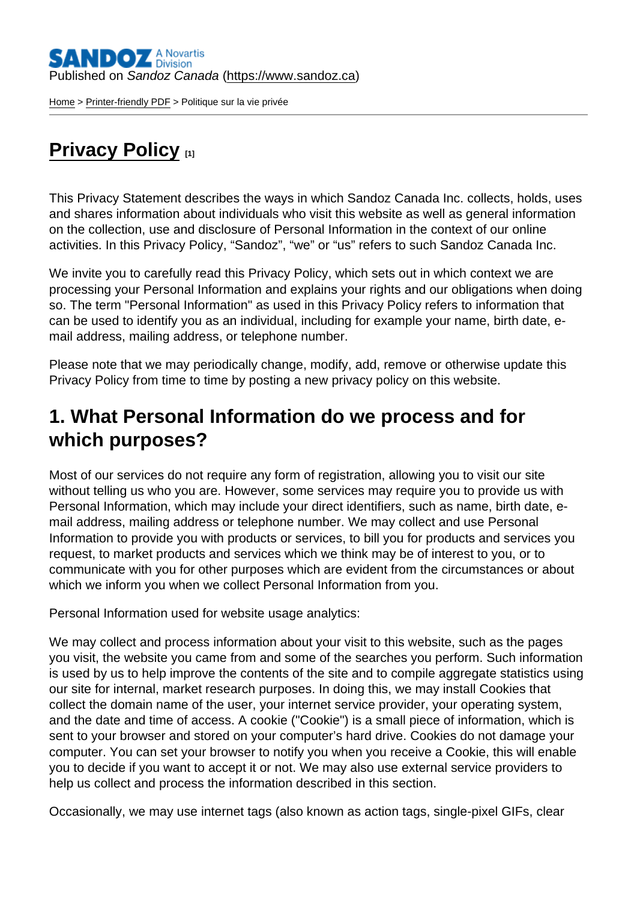Published on *Sandoz Canada* (https://www.sandoz.ca)

Home > Printer-friendly PDF > Politique sur la vie privée

# Privacy Policy [1]

This Privacy Statement describes the ways in which Sandoz Canada Inc. collects, holds, uses and shares information about individuals who visit this website as well as general information on the collection, use and disclosure of Personal Information in the context of our online activities. In this Privacy Policy, "Sandoz", "we" or "us" refers to such Sandoz Canada Inc.

We invite you to carefully read this Privacy Policy, which sets out in which context we are processing your Personal Information and explains your rights and our obligations when doing so. The term "Personal Information" as used in this Privacy Policy refers to information that can be used to identify you as an individual, including for example your name, birth date, e-mail address, mailing address, or telephone number.

Please note that we may periodically change, modify, add, remove or otherwise update this Privacy Policy from time to time by posting a new privacy policy on this website.

## 1. What Personal Information do we process and for which purposes?

Most of our services do not require any form of registration, allowing you to visit our site without telling us who you are. However, some services may require you to provide us with Personal Information, which may include your direct identifiers, such as name, birth date, e-mail address, mailing address or telephone number. We may collect and use Personal Information to provide you with products or services, to bill you for products and services you request, to market products and services which we think may be of interest to you, or to communicate with you for other purposes which are evident from the circumstances or about which we inform you when we collect Personal Information from you.

Personal Information used for website usage analytics:

We may collect and process information about your visit to this website, such as the pages you visit, the website you came from and some of the searches you perform. Such information is used by us to help improve the contents of the site and to compile aggregate statistics using our site for internal, market research purposes. In doing this, we may install Cookies that collect the domain name of the user, your internet service provider, your operating system, and the date and time of access. A cookie ("Cookie") is a small piece of information, which is sent to your browser and stored on your computer's hard drive. Cookies do not damage your computer. You can set your browser to notify you when you receive a Cookie, this will enable you to decide if you want to accept it or not. We may also use external service providers to help us collect and process the information described in this section.

Occasionally, we may use internet tags (also known as action tags, single-pixel GIFs, clear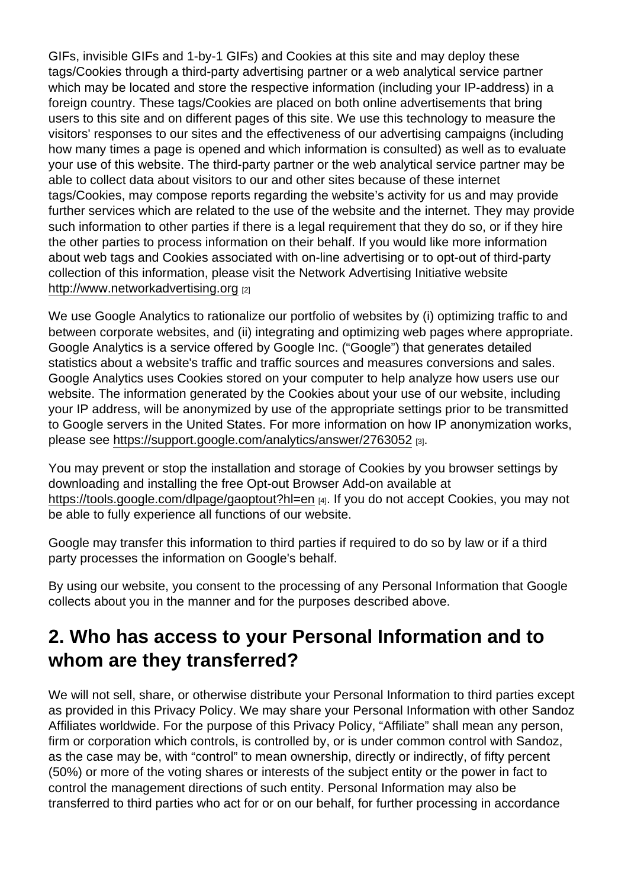GIFs, invisible GIFs and 1-by-1 GIFs) and Cookies at this site and may deploy these tags/Cookies through a third-party advertising partner or a web analytical service partner which may be located and store the respective information (including your IP-address) in a foreign country. These tags/Cookies are placed on both online advertisements that bring users to this site and on different pages of this site. We use this technology to measure the visitors' responses to our sites and the effectiveness of our advertising campaigns (including how many times a page is opened and which information is consulted) as well as to evaluate your use of this website. The third-party partner or the web analytical service partner may be able to collect data about visitors to our and other sites because of these internet tags/Cookies, may compose reports regarding the website's activity for us and may provide further services which are related to the use of the website and the internet. They may provide such information to other parties if there is a legal requirement that they do so, or if they hire the other parties to process information on their behalf. If you would like more information about web tags and Cookies associated with on-line advertising or to opt-out of third-party collection of this information, please visit the Network Advertising Initiative website http://www.networkadvertising.org [2]

We use Google Analytics to rationalize our portfolio of websites by (i) optimizing traffic to and between corporate websites, and (ii) integrating and optimizing web pages where appropriate. Google Analytics is a service offered by Google Inc. ("Google") that generates detailed statistics about a website's traffic and traffic sources and measures conversions and sales. Google Analytics uses Cookies stored on your computer to help analyze how users use our website. The information generated by the Cookies about your use of our website, including your IP address, will be anonymized by use of the appropriate settings prior to be transmitted to Google servers in the United States. For more information on how IP anonymization works, please see https://support.google.com/analytics/answer/2763052 [3].

You may prevent or stop the installation and storage of Cookies by you browser settings by downloading and installing the free Opt-out Browser Add-on available at https://tools.google.com/dlpage/gaoptout?hl=en [4]. If you do not accept Cookies, you may not be able to fully experience all functions of our website.

Google may transfer this information to third parties if required to do so by law or if a third party processes the information on Google's behalf.

By using our website, you consent to the processing of any Personal Information that Google collects about you in the manner and for the purposes described above.

## 2. Who has access to your Personal Information and to whom are they transferred?

We will not sell, share, or otherwise distribute your Personal Information to third parties except as provided in this Privacy Policy. We may share your Personal Information with other Sandoz Affiliates worldwide. For the purpose of this Privacy Policy, "Affiliate" shall mean any person, firm or corporation which controls, is controlled by, or is under common control with Sandoz, as the case may be, with "control" to mean ownership, directly or indirectly, of fifty percent (50%) or more of the voting shares or interests of the subject entity or the power in fact to control the management directions of such entity. Personal Information may also be transferred to third parties who act for or on our behalf, for further processing in accordance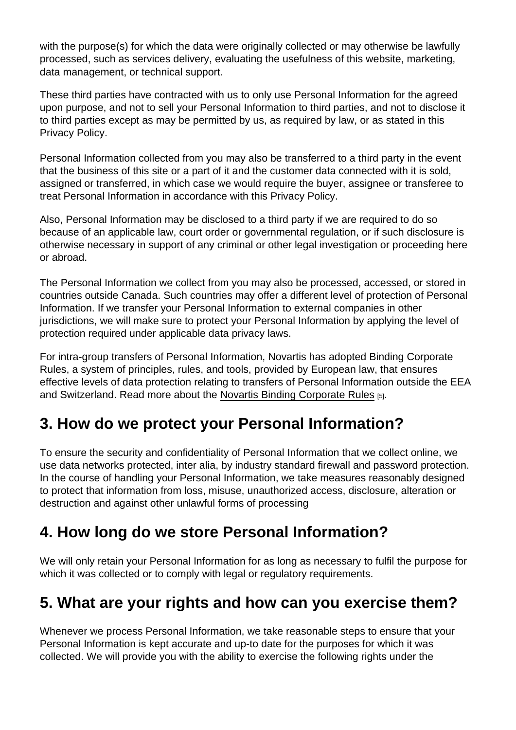with the purpose(s) for which the data were originally collected or may otherwise be lawfully processed, such as services delivery, evaluating the usefulness of this website, marketing, data management, or technical support.

These third parties have contracted with us to only use Personal Information for the agreed upon purpose, and not to sell your Personal Information to third parties, and not to disclose it to third parties except as may be permitted by us, as required by law, or as stated in this Privacy Policy.

Personal Information collected from you may also be transferred to a third party in the event that the business of this site or a part of it and the customer data connected with it is sold, assigned or transferred, in which case we would require the buyer, assignee or transferee to treat Personal Information in accordance with this Privacy Policy.

Also, Personal Information may be disclosed to a third party if we are required to do so because of an applicable law, court order or governmental regulation, or if such disclosure is otherwise necessary in support of any criminal or other legal investigation or proceeding here or abroad.

The Personal Information we collect from you may also be processed, accessed, or stored in countries outside Canada. Such countries may offer a different level of protection of Personal Information. If we transfer your Personal Information to external companies in other jurisdictions, we will make sure to protect your Personal Information by applying the level of protection required under applicable data privacy laws.

For intra-group transfers of Personal Information, Novartis has adopted Binding Corporate Rules, a system of principles, rules, and tools, provided by European law, that ensures effective levels of data protection relating to transfers of Personal Information outside the EEA and Switzerland. Read more about the Novartis Binding Corporate Rules [5].

## 3. How do we protect your Personal Information?

To ensure the security and confidentiality of Personal Information that we collect online, we use data networks protected, inter alia, by industry standard firewall and password protection. In the course of handling your Personal Information, we take measures reasonably designed to protect that information from loss, misuse, unauthorized access, disclosure, alteration or destruction and against other unlawful forms of processing

## 4. How long do we store Personal Information?

We will only retain your Personal Information for as long as necessary to fulfil the purpose for which it was collected or to comply with legal or regulatory requirements.

## 5. What are your rights and how can you exercise them?

Whenever we process Personal Information, we take reasonable steps to ensure that your Personal Information is kept accurate and up-to date for the purposes for which it was collected. We will provide you with the ability to exercise the following rights under the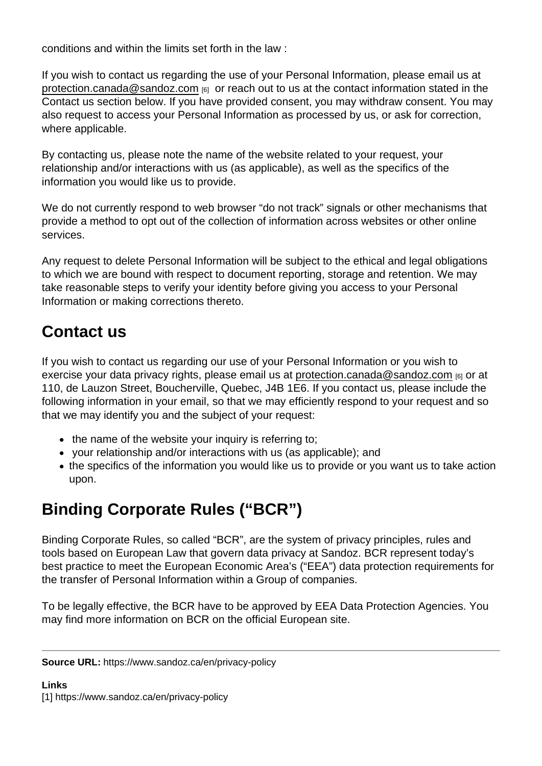conditions and within the limits set forth in the law :

If you wish to contact us regarding the use of your Personal Information, please email us at protection.canada@sandoz.com [6] or reach out to us at the contact information stated in the Contact us section below. If you have provided consent, you may withdraw consent. You may also request to access your Personal Information as processed by us, or ask for correction, where applicable.

By contacting us, please note the name of the website related to your request, your relationship and/or interactions with us (as applicable), as well as the specifics of the information you would like us to provide.

We do not currently respond to web browser “do not track” signals or other mechanisms that provide a method to opt out of the collection of information across websites or other online services.

Any request to delete Personal Information will be subject to the ethical and legal obligations to which we are bound with respect to document reporting, storage and retention. We may take reasonable steps to verify your identity before giving you access to your Personal Information or making corrections thereto.

## Contact us

If you wish to contact us regarding our use of your Personal Information or you wish to exercise your data privacy rights, please email us at protection.canada@sandoz.com [6] or at 110, de Lauzon Street, Boucherville, Quebec, J4B 1E6. If you contact us, please include the following information in your email, so that we may efficiently respond to your request and so that we may identify you and the subject of your request:

- the name of the website your inquiry is referring to;
- your relationship and/or interactions with us (as applicable); and
- the specifics of the information you would like us to provide or you want us to take action upon.

## Binding Corporate Rules (“BCR”)

Binding Corporate Rules, so called “BCR”, are the system of privacy principles, rules and tools based on European Law that govern data privacy at Sandoz. BCR represent today’s best practice to meet the European Economic Area’s (“EEA”) data protection requirements for the transfer of Personal Information within a Group of companies.

To be legally effective, the BCR have to be approved by EEA Data Protection Agencies. You may find more information on BCR on the official European site.

---

**Source URL:** https://www.sandoz.ca/en/privacy-policy

**Links**
[1] https://www.sandoz.ca/en/privacy-policy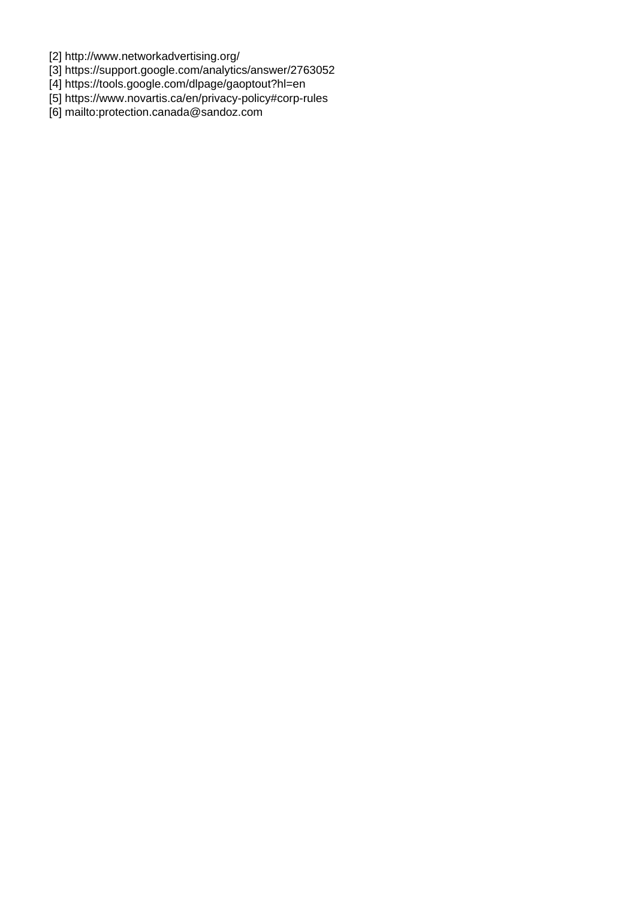[2] http://www.networkadvertising.org/
[3] https://support.google.com/analytics/answer/2763052
[4] https://tools.google.com/dlpage/gaoptout?hl=en
[5] https://www.novartis.ca/en/privacy-policy#corp-rules
[6] mailto:protection.canada@sandoz.com